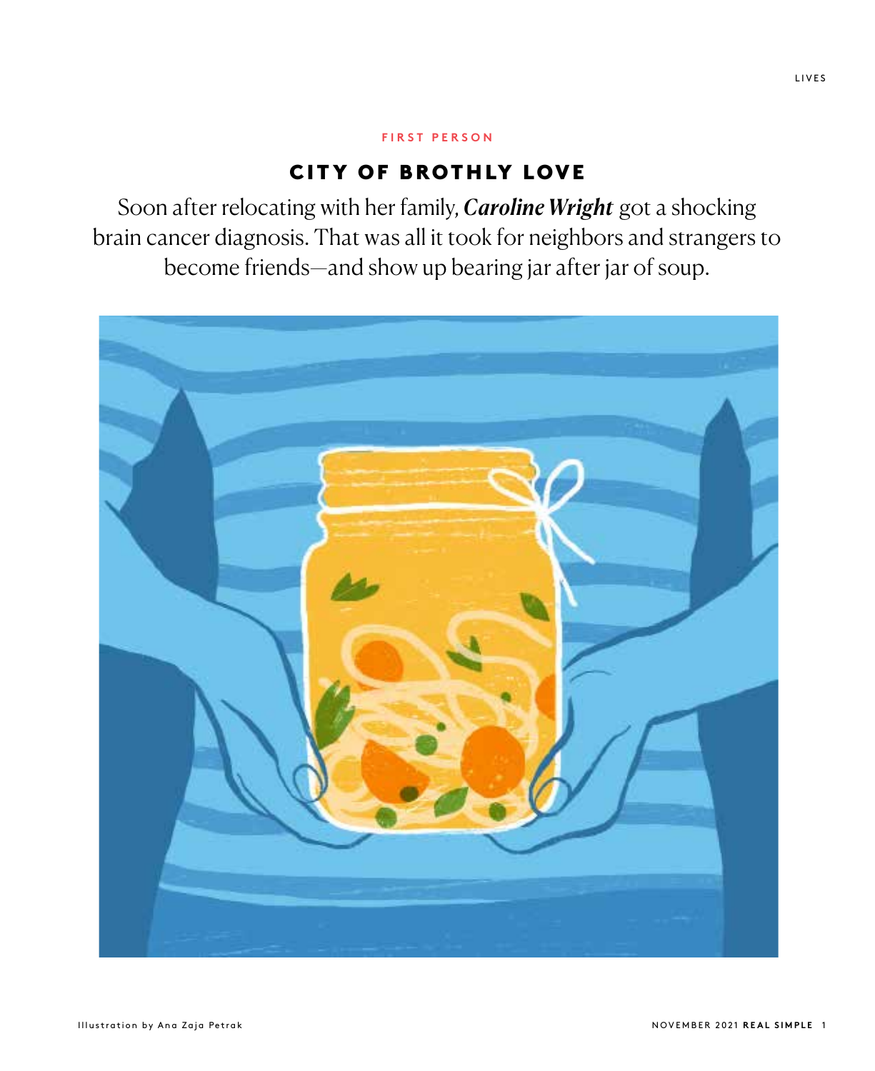FIRST PERSON

# CITY OF BROTHLY LOVE

Soon after relocating with her family, ***Caroline Wright*** got a shocking brain cancer diagnosis. That was all it took for neighbors and strangers to become friends—and show up bearing jar after jar of soup.

Illustration by Ana Zaja Petrak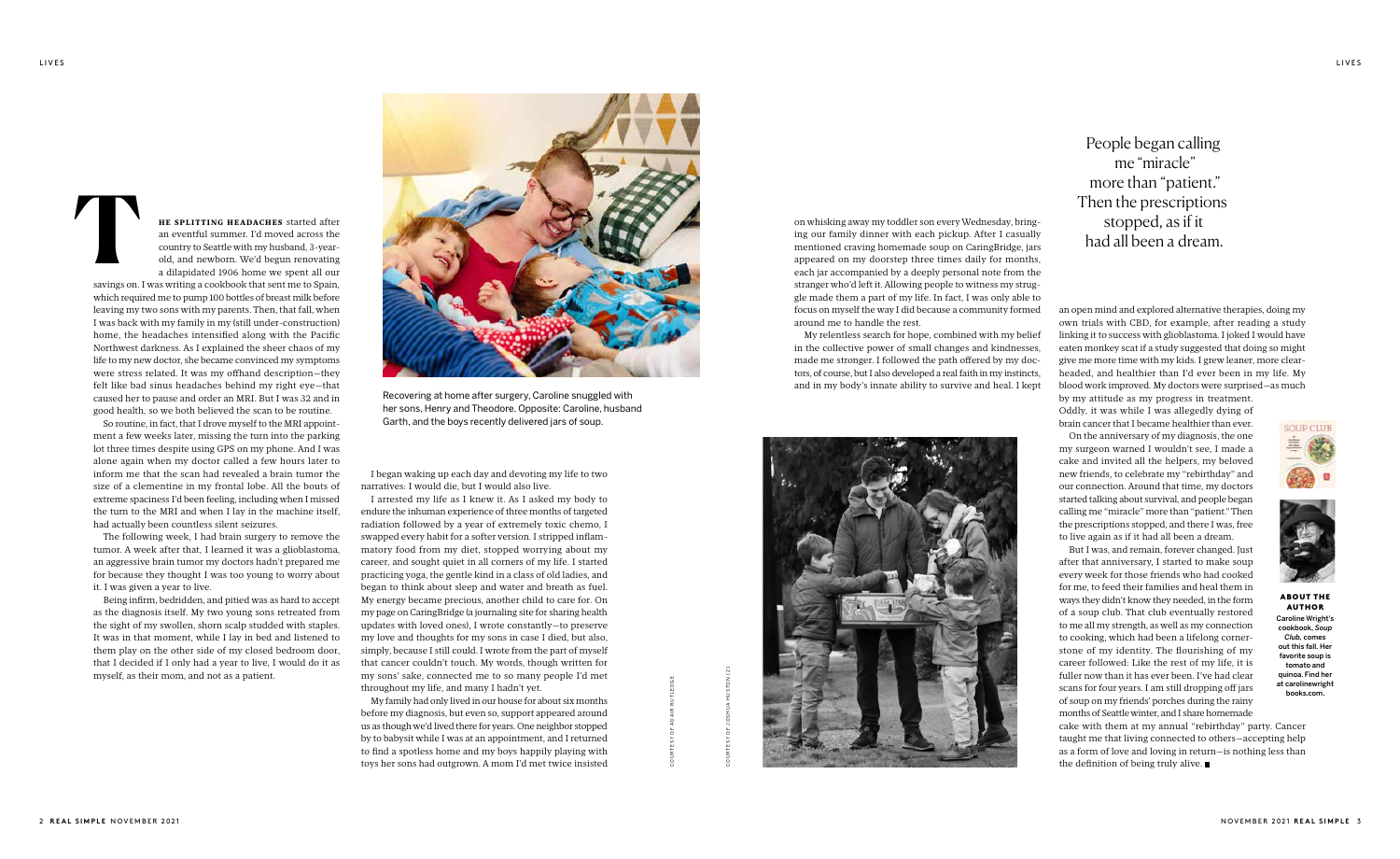**THE SPLITTING HEADACHES** started after an eventful summer. I'd moved across the country to Seattle with my husband, 3-year-old, and newborn. We'd begun renovating a dilapidated 1906 home we spent all our savings on. I was writing a cookbook that sent me to Spain, which required me to pump 100 bottles of breast milk before leaving my two sons with my parents. Then, that fall, when I was back with my family in my (still under-construction) home, the headaches intensified along with the Pacific Northwest darkness. As I explained the sheer chaos of my life to my new doctor, she became convinced my symptoms were stress related. It was my offhand description—they felt like bad sinus headaches behind my right eye—that caused her to pause and order an MRI. But I was 32 and in good health, so we both believed the scan to be routine.

So routine, in fact, that I drove myself to the MRI appointment a few weeks later, missing the turn into the parking lot three times despite using GPS on my phone. And I was alone again when my doctor called a few hours later to inform me that the scan had revealed a brain tumor the size of a clementine in my frontal lobe. All the bouts of extreme spaciness I'd been feeling, including when I missed the turn to the MRI and when I lay in the machine itself, had actually been countless silent seizures.

The following week, I had brain surgery to remove the tumor. A week after that, I learned it was a glioblastoma, an aggressive brain tumor my doctors hadn't prepared me for because they thought I was too young to worry about it. I was given a year to live.

Being infirm, bedridden, and pitied was as hard to accept as the diagnosis itself. My two young sons retreated from the sight of my swollen, shorn scalp studded with staples. It was in that moment, while I lay in bed and listened to them play on the other side of my closed bedroom door, that I decided if I only had a year to live, I would do it as myself, as their mom, and not as a patient.

Recovering at home after surgery, Caroline snuggled with her sons, Henry and Theodore. Opposite: Caroline, husband Garth, and the boys recently delivered jars of soup.

COURTESY OF ADAIR RUTLEDGE

I began waking up each day and devoting my life to two narratives: I would die, but I would also live.

I arrested my life as I knew it. As I asked my body to endure the inhuman experience of three months of targeted radiation followed by a year of extremely toxic chemo, I swapped every habit for a softer version. I stripped inflammatory food from my diet, stopped worrying about my career, and sought quiet in all corners of my life. I started practicing yoga, the gentle kind in a class of old ladies, and began to think about sleep and water and breath as fuel. My energy became precious, another child to care for. On my page on CaringBridge (a journaling site for sharing health updates with loved ones), I wrote constantly—to preserve my love and thoughts for my sons in case I died, but also, simply, because I still could. I wrote from the part of myself that cancer couldn't touch. My words, though written for my sons' sake, connected me to so many people I'd met throughout my life, and many I hadn't yet.

My family had only lived in our house for about six months before my diagnosis, but even so, support appeared around us as though we'd lived there for years. One neighbor stopped by to babysit while I was at an appointment, and I returned to find a spotless home and my boys happily playing with toys her sons had outgrown. A mom I'd met twice insisted on whisking away my toddler son every Wednesday, bringing our family dinner with each pickup. After I casually mentioned craving homemade soup on CaringBridge, jars appeared on my doorstep three times daily for months, each jar accompanied by a deeply personal note from the stranger who'd left it. Allowing people to witness my struggle made them a part of my life. In fact, I was only able to focus on myself the way I did because a community formed around me to handle the rest.

My relentless search for hope, combined with my belief in the collective power of small changes and kindnesses, made me stronger. I followed the path offered by my doctors, of course, but I also developed a real faith in my instincts, and in my body's innate ability to survive and heal. I kept an open mind and explored alternative therapies, doing my own trials with CBD, for example, after reading a study linking it to success with glioblastoma. I joked I would have eaten monkey scat if a study suggested that doing so might give me more time with my kids. I grew leaner, more clear-headed, and healthier than I'd ever been in my life. My blood work improved. My doctors were surprised—as much by my attitude as my progress in treatment. Oddly, it was while I was allegedly dying of brain cancer that I became healthier than ever.

COURTESY OF JOSHUA HUSTON (2)

People began calling me "miracle" more than "patient." Then the prescriptions stopped, as if it had all been a dream.

On the anniversary of my diagnosis, the one my surgeon warned I wouldn't see, I made a cake and invited all the helpers, my beloved new friends, to celebrate my "rebirthday" and our connection. Around that time, my doctors started talking about survival, and people began calling me "miracle" more than "patient." Then the prescriptions stopped, and there I was, free to live again as if it had all been a dream.

But I was, and remain, forever changed. Just after that anniversary, I started to make soup every week for those friends who had cooked for me, to feed their families and heal them in ways they didn't know they needed, in the form of a soup club. That club eventually restored to me all my strength, as well as my connection to cooking, which had been a lifelong cornerstone of my identity. The flourishing of my career followed: Like the rest of my life, it is fuller now than it has ever been. I've had clear scans for four years. I am still dropping off jars of soup on my friends' porches during the rainy months of Seattle winter, and I share homemade cake with them at my annual "rebirthday" party. Cancer taught me that living connected to others—accepting help as a form of love and loving in return—is nothing less than the definition of being truly alive. ■

**ABOUT THE AUTHOR**

Caroline Wright's cookbook, *Soup Club*, comes out this fall. Her favorite soup is tomato and quinoa. Find her at carolinewrightbooks.com.